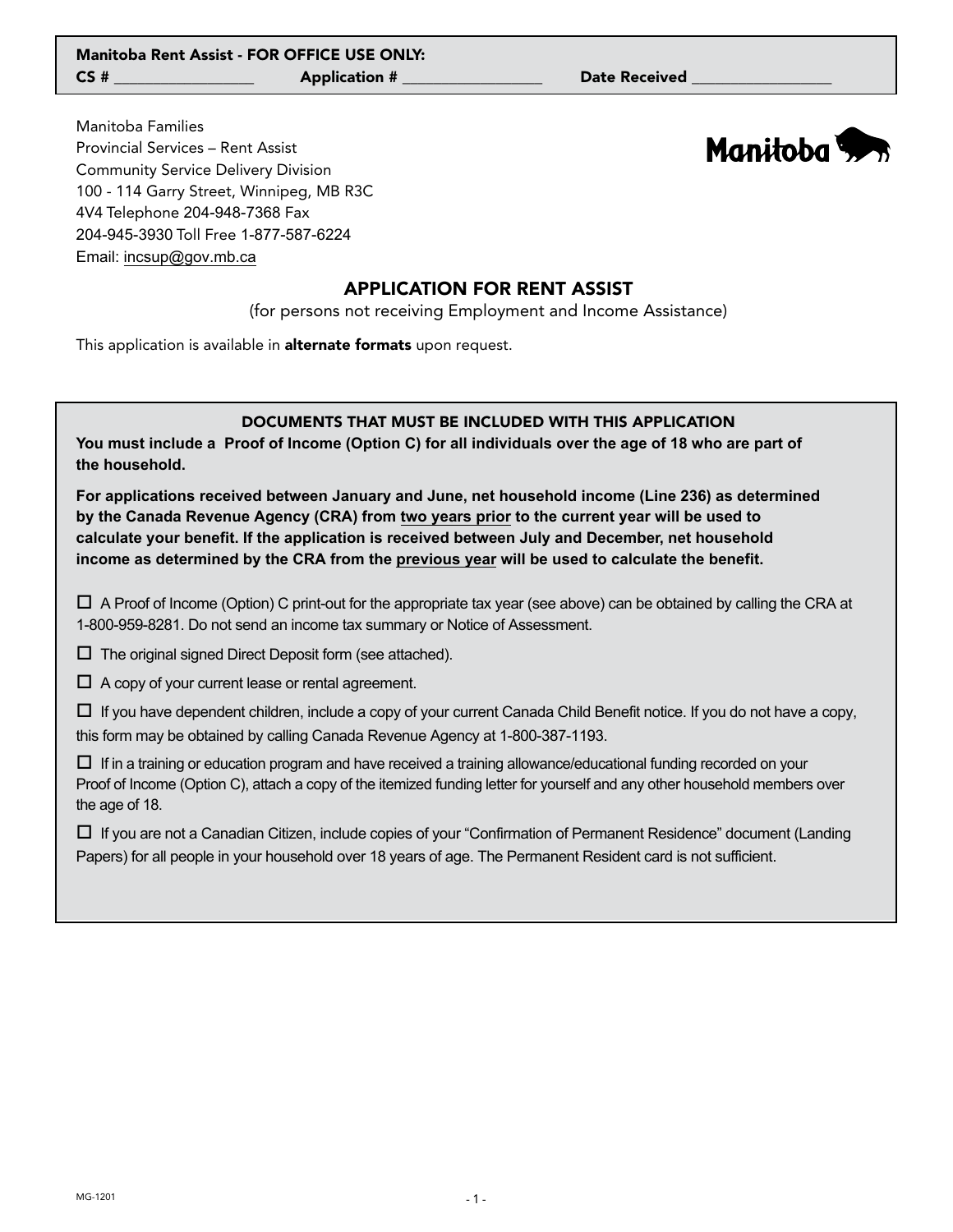**Manitoba Rent Assist - FOR OFFICE USE ONLY:**
**CS #** _________________ **Application #** _________________ **Date Received** _________________

Manitoba Families
Provincial Services – Rent Assist
Community Service Delivery Division
100 - 114 Garry Street, Winnipeg, MB R3C 4V4 Telephone 204-948-7368 Fax 204-945-3930 Toll Free 1-877-587-6224
Email: incsup@gov.mb.ca

Manitoba

# APPLICATION FOR RENT ASSIST

(for persons not receiving Employment and Income Assistance)

This application is available in **alternate formats** upon request.

## DOCUMENTS THAT MUST BE INCLUDED WITH THIS APPLICATION

**You must include a Proof of Income (Option C) for all individuals over the age of 18 who are part of the household.**

**For applications received between January and June, net household income (Line 236) as determined by the Canada Revenue Agency (CRA) from two years prior to the current year will be used to calculate your benefit. If the application is received between July and December, net household income as determined by the CRA from the previous year will be used to calculate the benefit.**

- ☐ A Proof of Income (Option) C print-out for the appropriate tax year (see above) can be obtained by calling the CRA at 1-800-959-8281. Do not send an income tax summary or Notice of Assessment.
- ☐ The original signed Direct Deposit form (see attached).
- ☐ A copy of your current lease or rental agreement.
- ☐ If you have dependent children, include a copy of your current Canada Child Benefit notice. If you do not have a copy, this form may be obtained by calling Canada Revenue Agency at 1-800-387-1193.
- ☐ If in a training or education program and have received a training allowance/educational funding recorded on your Proof of Income (Option C), attach a copy of the itemized funding letter for yourself and any other household members over the age of 18.
- ☐ If you are not a Canadian Citizen, include copies of your "Confirmation of Permanent Residence" document (Landing Papers) for all people in your household over 18 years of age. The Permanent Resident card is not sufficient.

MG-1201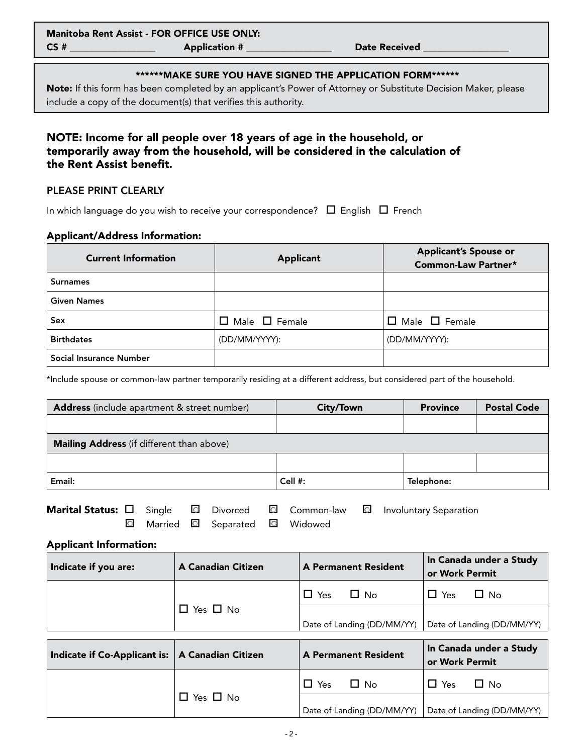**Manitoba Rent Assist - FOR OFFICE USE ONLY:**
**CS #** _________________ **Application #** _________________ **Date Received** _________________

**\*\*\*\*\*\*MAKE SURE YOU HAVE SIGNED THE APPLICATION FORM\*\*\*\*\*\***

**Note:** If this form has been completed by an applicant's Power of Attorney or Substitute Decision Maker, please include a copy of the document(s) that verifies this authority.

## NOTE: Income for all people over 18 years of age in the household, or temporarily away from the household, will be considered in the calculation of the Rent Assist benefit.

PLEASE PRINT CLEARLY

In which language do you wish to receive your correspondence? ☐ English ☐ French

### Applicant/Address Information:

| Current Information | Applicant | Applicant's Spouse or Common-Law Partner* |
|---|---|---|
| Surnames | | |
| Given Names | | |
| Sex | ☐ Male ☐ Female | ☐ Male ☐ Female |
| Birthdates | (DD/MM/YYYY): | (DD/MM/YYYY): |
| Social Insurance Number | | |

*Include spouse or common-law partner temporarily residing at a different address, but considered part of the household.

| **Address** (include apartment & street number) | City/Town | Province | Postal Code |
|---|---|---|---|
| | | | |
| **Mailing Address** (if different than above) | | | |
| | | | |
| Email: | Cell #: | Telephone: | |

**Marital Status:** ☐ Single ☐ Divorced ☐ Common-law ☐ Involuntary Separation
☐ Married ☐ Separated ☐ Widowed

### Applicant Information:

| Indicate if you are: | A Canadian Citizen | A Permanent Resident | In Canada under a Study or Work Permit |
|---|---|---|---|
| | ☐ Yes ☐ No | ☐ Yes ☐ No | ☐ Yes ☐ No |
| | | Date of Landing (DD/MM/YY) | Date of Landing (DD/MM/YY) |

| Indicate if Co-Applicant is: | A Canadian Citizen | A Permanent Resident | In Canada under a Study or Work Permit |
|---|---|---|---|
| | ☐ Yes ☐ No | ☐ Yes ☐ No | ☐ Yes ☐ No |
| | | Date of Landing (DD/MM/YY) | Date of Landing (DD/MM/YY) |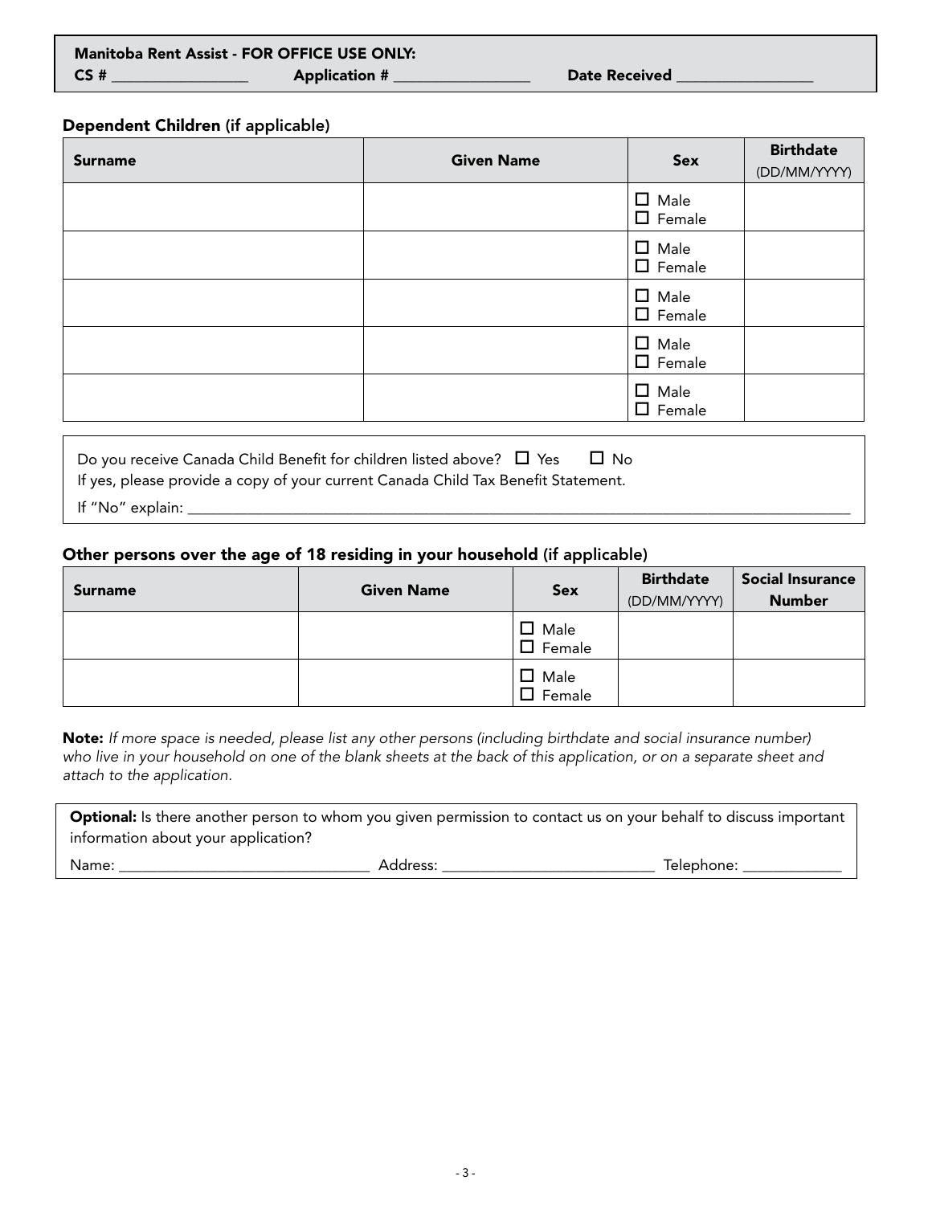**Manitoba Rent Assist - FOR OFFICE USE ONLY:**
**CS #** ________________ **Application #** ________________ **Date Received** ________________

### Dependent Children (if applicable)

| Surname | Given Name | Sex | Birthdate (DD/MM/YYYY) |
|---|---|---|---|
| | | ☐ Male ☐ Female | |
| | | ☐ Male ☐ Female | |
| | | ☐ Male ☐ Female | |
| | | ☐ Male ☐ Female | |
| | | ☐ Male ☐ Female | |

Do you receive Canada Child Benefit for children listed above? ☐ Yes ☐ No
If yes, please provide a copy of your current Canada Child Tax Benefit Statement.
If "No" explain: ________________________________________________________________

### Other persons over the age of 18 residing in your household (if applicable)

| Surname | Given Name | Sex | Birthdate (DD/MM/YYYY) | Social Insurance Number |
|---|---|---|---|---|
| | | ☐ Male ☐ Female | | |
| | | ☐ Male ☐ Female | | |

**Note:** *If more space is needed, please list any other persons (including birthdate and social insurance number) who live in your household on one of the blank sheets at the back of this application, or on a separate sheet and attach to the application.*

**Optional:** Is there another person to whom you given permission to contact us on your behalf to discuss important information about your application?
Name: ______________________________ Address: __________________________ Telephone: ____________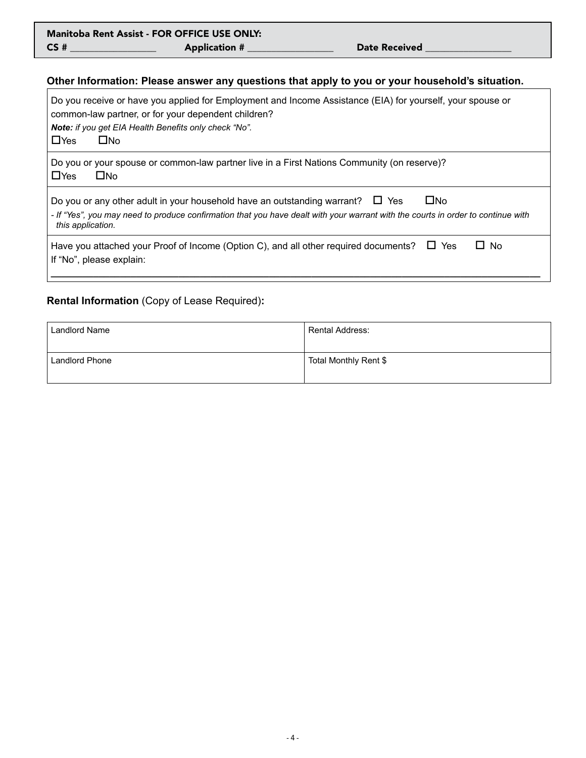**Manitoba Rent Assist - FOR OFFICE USE ONLY:**
**CS #** _________________ **Application #** _________________ **Date Received** _________________

### Other Information: Please answer any questions that apply to you or your household's situation.

Do you receive or have you applied for Employment and Income Assistance (EIA) for yourself, your spouse or common-law partner, or for your dependent children?
***Note:*** *if you get EIA Health Benefits only check "No".*
☐Yes ☐No

Do you or your spouse or common-law partner live in a First Nations Community (on reserve)?
☐Yes ☐No

Do you or any other adult in your household have an outstanding warrant? ☐ Yes ☐No
*- If "Yes", you may need to produce confirmation that you have dealt with your warrant with the courts in order to continue with this application.*

Have you attached your Proof of Income (Option C), and all other required documents? ☐ Yes ☐ No
If "No", please explain:
_____________________________________________________________________________________________

### **Rental Information** (Copy of Lease Required)**:**

| Landlord Name | Rental Address: |
|---|---|
| Landlord Phone | Total Monthly Rent $ |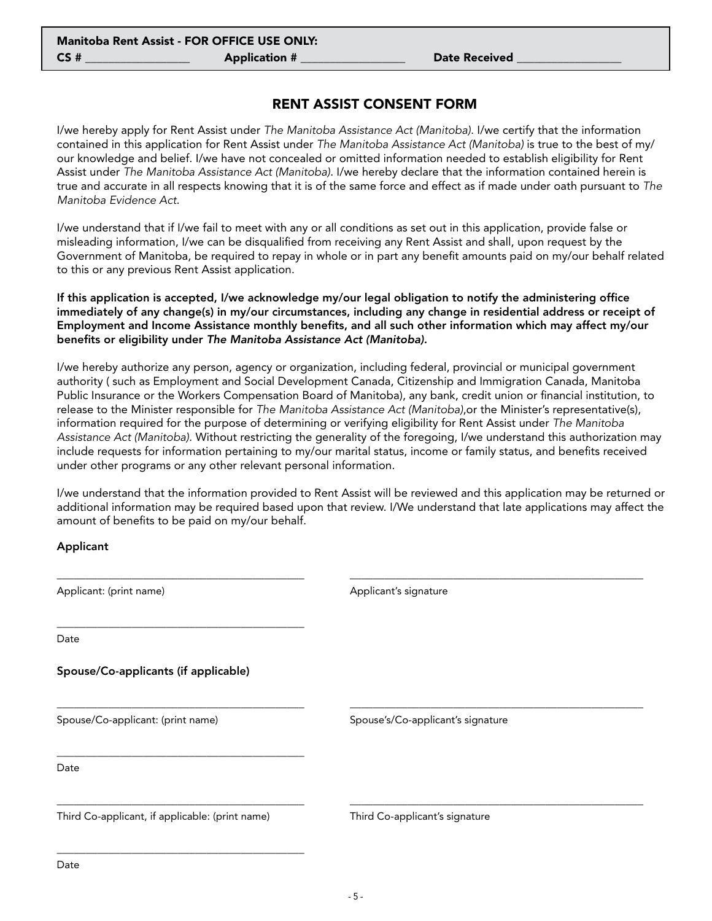**Manitoba Rent Assist - FOR OFFICE USE ONLY:**
**CS #** ________________ **Application #** ________________ **Date Received** ________________

## RENT ASSIST CONSENT FORM

I/we hereby apply for Rent Assist under *The Manitoba Assistance Act (Manitoba)*. I/we certify that the information contained in this application for Rent Assist under *The Manitoba Assistance Act (Manitoba)* is true to the best of my/our knowledge and belief. I/we have not concealed or omitted information needed to establish eligibility for Rent Assist under *The Manitoba Assistance Act (Manitoba)*. I/we hereby declare that the information contained herein is true and accurate in all respects knowing that it is of the same force and effect as if made under oath pursuant to *The Manitoba Evidence Act*.

I/we understand that if I/we fail to meet with any or all conditions as set out in this application, provide false or misleading information, I/we can be disqualified from receiving any Rent Assist and shall, upon request by the Government of Manitoba, be required to repay in whole or in part any benefit amounts paid on my/our behalf related to this or any previous Rent Assist application.

**If this application is accepted, I/we acknowledge my/our legal obligation to notify the administering office immediately of any change(s) in my/our circumstances, including any change in residential address or receipt of Employment and Income Assistance monthly benefits, and all such other information which may affect my/our benefits or eligibility under *The Manitoba Assistance Act (Manitoba).***

I/we hereby authorize any person, agency or organization, including federal, provincial or municipal government authority ( such as Employment and Social Development Canada, Citizenship and Immigration Canada, Manitoba Public Insurance or the Workers Compensation Board of Manitoba), any bank, credit union or financial institution, to release to the Minister responsible for *The Manitoba Assistance Act (Manitoba)*,or the Minister's representative(s), information required for the purpose of determining or verifying eligibility for Rent Assist under *The Manitoba Assistance Act (Manitoba)*. Without restricting the generality of the foregoing, I/we understand this authorization may include requests for information pertaining to my/our marital status, income or family status, and benefits received under other programs or any other relevant personal information.

I/we understand that the information provided to Rent Assist will be reviewed and this application may be returned or additional information may be required based upon that review. I/We understand that late applications may affect the amount of benefits to be paid on my/our behalf.

**Applicant**

______________________________ ______________________________
Applicant: (print name) Applicant's signature

______________________________
Date

**Spouse/Co-applicants (if applicable)**

______________________________ ______________________________
Spouse/Co-applicant: (print name) Spouse's/Co-applicant's signature

______________________________
Date

______________________________ ______________________________
Third Co-applicant, if applicable: (print name) Third Co-applicant's signature

______________________________
Date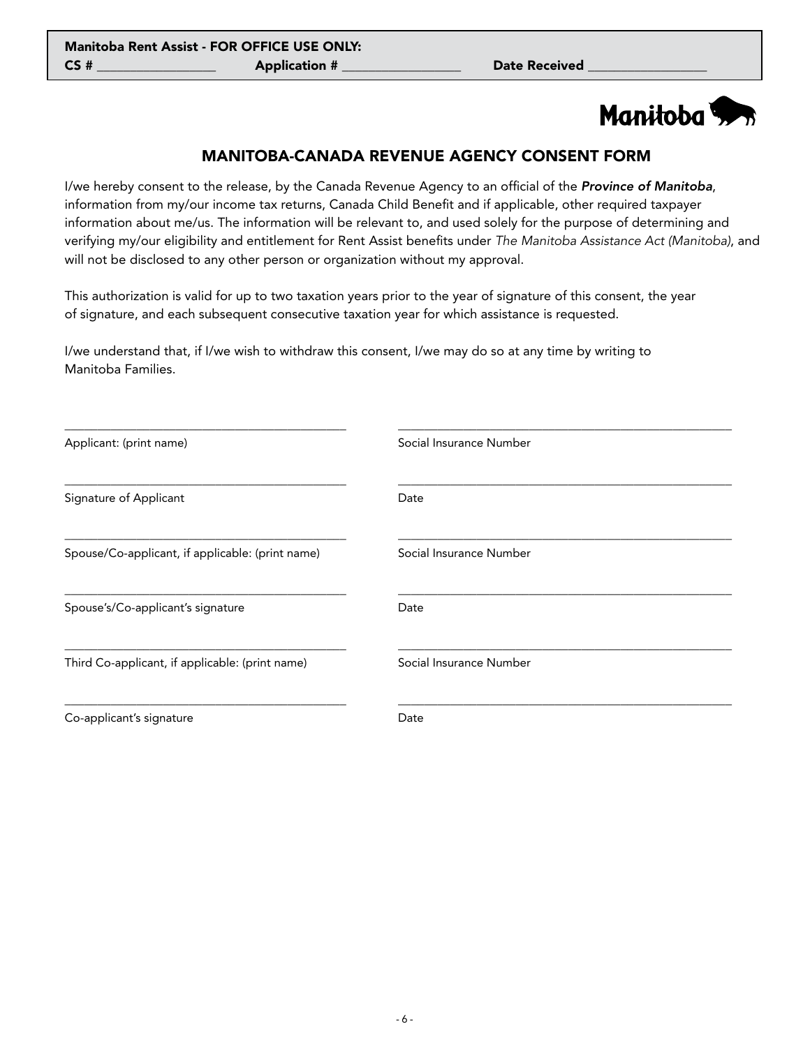**Manitoba Rent Assist - FOR OFFICE USE ONLY:**
**CS #** _________________ **Application #** _________________ **Date Received** _________________

Manitoba

## MANITOBA-CANADA REVENUE AGENCY CONSENT FORM

I/we hereby consent to the release, by the Canada Revenue Agency to an official of the ***Province of Manitoba***, information from my/our income tax returns, Canada Child Benefit and if applicable, other required taxpayer information about me/us. The information will be relevant to, and used solely for the purpose of determining and verifying my/our eligibility and entitlement for Rent Assist benefits under *The Manitoba Assistance Act (Manitoba)*, and will not be disclosed to any other person or organization without my approval.

This authorization is valid for up to two taxation years prior to the year of signature of this consent, the year of signature, and each subsequent consecutive taxation year for which assistance is requested.

I/we understand that, if I/we wish to withdraw this consent, I/we may do so at any time by writing to Manitoba Families.

_____________________________________________ _____________________________________________
Applicant: (print name) Social Insurance Number

_____________________________________________ _____________________________________________
Signature of Applicant Date

_____________________________________________ _____________________________________________
Spouse/Co-applicant, if applicable: (print name) Social Insurance Number

_____________________________________________ _____________________________________________
Spouse's/Co-applicant's signature Date

_____________________________________________ _____________________________________________
Third Co-applicant, if applicable: (print name) Social Insurance Number

_____________________________________________ _____________________________________________
Co-applicant's signature Date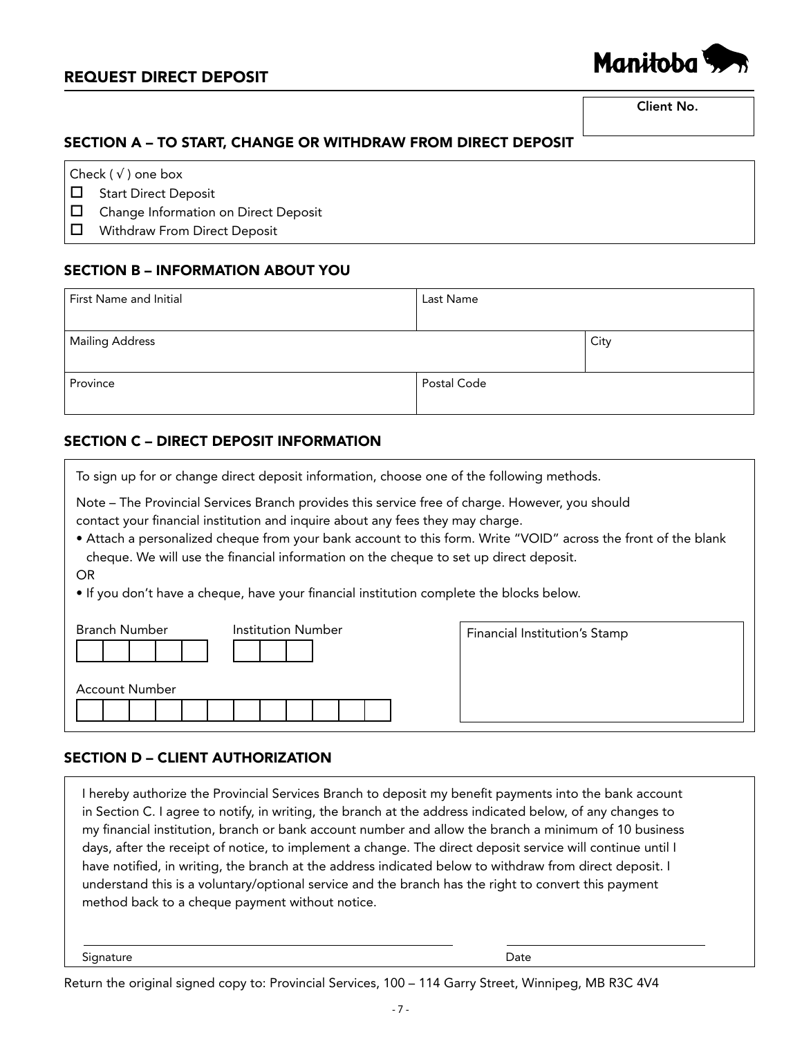# REQUEST DIRECT DEPOSIT

Manitoba

| Client No. |
|---|
| |

## SECTION A – TO START, CHANGE OR WITHDRAW FROM DIRECT DEPOSIT

Check ( √ ) one box

- ☐ Start Direct Deposit
- ☐ Change Information on Direct Deposit
- ☐ Withdraw From Direct Deposit

## SECTION B – INFORMATION ABOUT YOU

| First Name and Initial | Last Name | |
|---|---|---|
| Mailing Address | | City |
| Province | Postal Code | |

## SECTION C – DIRECT DEPOSIT INFORMATION

To sign up for or change direct deposit information, choose one of the following methods.

Note – The Provincial Services Branch provides this service free of charge. However, you should contact your financial institution and inquire about any fees they may charge.

- Attach a personalized cheque from your bank account to this form. Write "VOID" across the front of the blank cheque. We will use the financial information on the cheque to set up direct deposit.

OR

- If you don't have a cheque, have your financial institution complete the blocks below.

Branch Number

| | | | | |
|---|---|---|---|---|
| | | | | |

Institution Number

| | | |
|---|---|---|
| | | |

Account Number

| | | | | | | | | | | | |
|---|---|---|---|---|---|---|---|---|---|---|---|
| | | | | | | | | | | | |

Financial Institution's Stamp

## SECTION D – CLIENT AUTHORIZATION

I hereby authorize the Provincial Services Branch to deposit my benefit payments into the bank account in Section C. I agree to notify, in writing, the branch at the address indicated below, of any changes to my financial institution, branch or bank account number and allow the branch a minimum of 10 business days, after the receipt of notice, to implement a change. The direct deposit service will continue until I have notified, in writing, the branch at the address indicated below to withdraw from direct deposit. I understand this is a voluntary/optional service and the branch has the right to convert this payment method back to a cheque payment without notice.

Signature ______________________ Date ______________________

Return the original signed copy to: Provincial Services, 100 – 114 Garry Street, Winnipeg, MB R3C 4V4